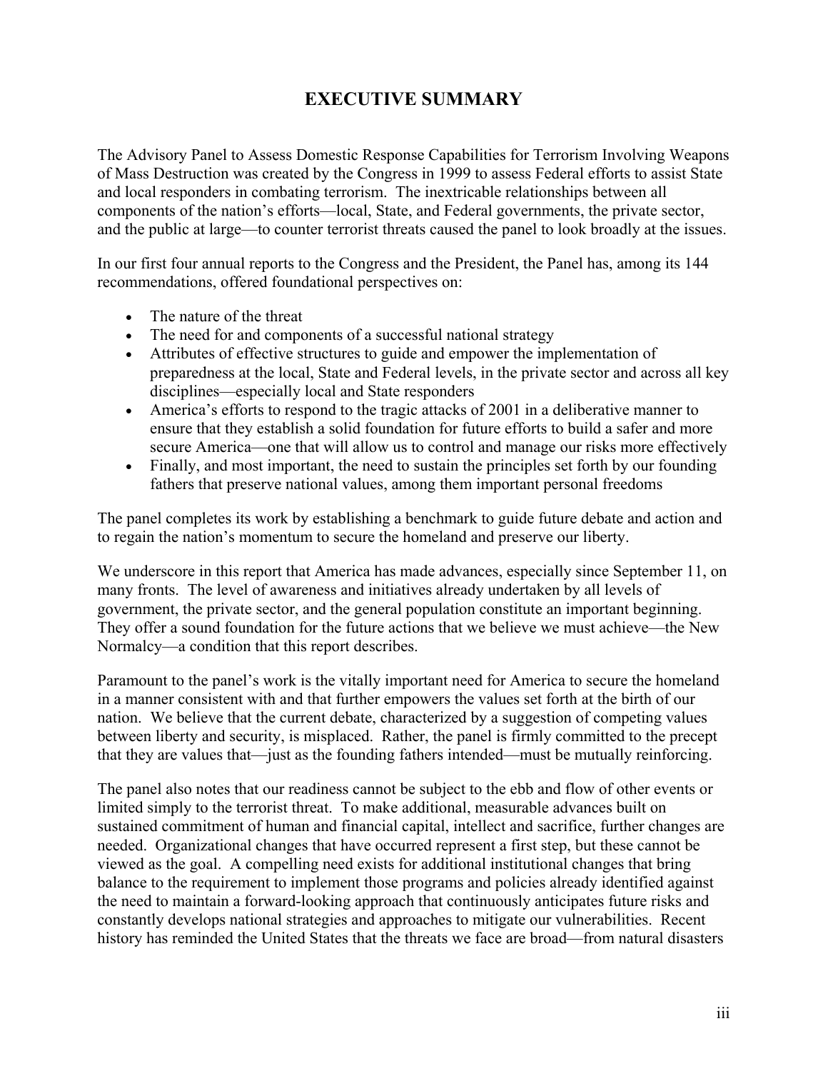# EXECUTIVE SUMMARY

The Advisory Panel to Assess Domestic Response Capabilities for Terrorism Involving Weapons of Mass Destruction was created by the Congress in 1999 to assess Federal efforts to assist State and local responders in combating terrorism. The inextricable relationships between all components of the nation's efforts—local, State, and Federal governments, the private sector, and the public at large—to counter terrorist threats caused the panel to look broadly at the issues.

In our first four annual reports to the Congress and the President, the Panel has, among its 144 recommendations, offered foundational perspectives on:

- The nature of the threat
- The need for and components of a successful national strategy
- Attributes of effective structures to guide and empower the implementation of preparedness at the local, State and Federal levels, in the private sector and across all key disciplines—especially local and State responders
- America's efforts to respond to the tragic attacks of 2001 in a deliberative manner to ensure that they establish a solid foundation for future efforts to build a safer and more secure America—one that will allow us to control and manage our risks more effectively
- Finally, and most important, the need to sustain the principles set forth by our founding fathers that preserve national values, among them important personal freedoms

The panel completes its work by establishing a benchmark to guide future debate and action and to regain the nation's momentum to secure the homeland and preserve our liberty.

We underscore in this report that America has made advances, especially since September 11, on many fronts. The level of awareness and initiatives already undertaken by all levels of government, the private sector, and the general population constitute an important beginning. They offer a sound foundation for the future actions that we believe we must achieve—the New Normalcy—a condition that this report describes.

Paramount to the panel's work is the vitally important need for America to secure the homeland in a manner consistent with and that further empowers the values set forth at the birth of our nation. We believe that the current debate, characterized by a suggestion of competing values between liberty and security, is misplaced. Rather, the panel is firmly committed to the precept that they are values that—just as the founding fathers intended—must be mutually reinforcing.

The panel also notes that our readiness cannot be subject to the ebb and flow of other events or limited simply to the terrorist threat. To make additional, measurable advances built on sustained commitment of human and financial capital, intellect and sacrifice, further changes are needed. Organizational changes that have occurred represent a first step, but these cannot be viewed as the goal. A compelling need exists for additional institutional changes that bring balance to the requirement to implement those programs and policies already identified against the need to maintain a forward-looking approach that continuously anticipates future risks and constantly develops national strategies and approaches to mitigate our vulnerabilities. Recent history has reminded the United States that the threats we face are broad—from natural disasters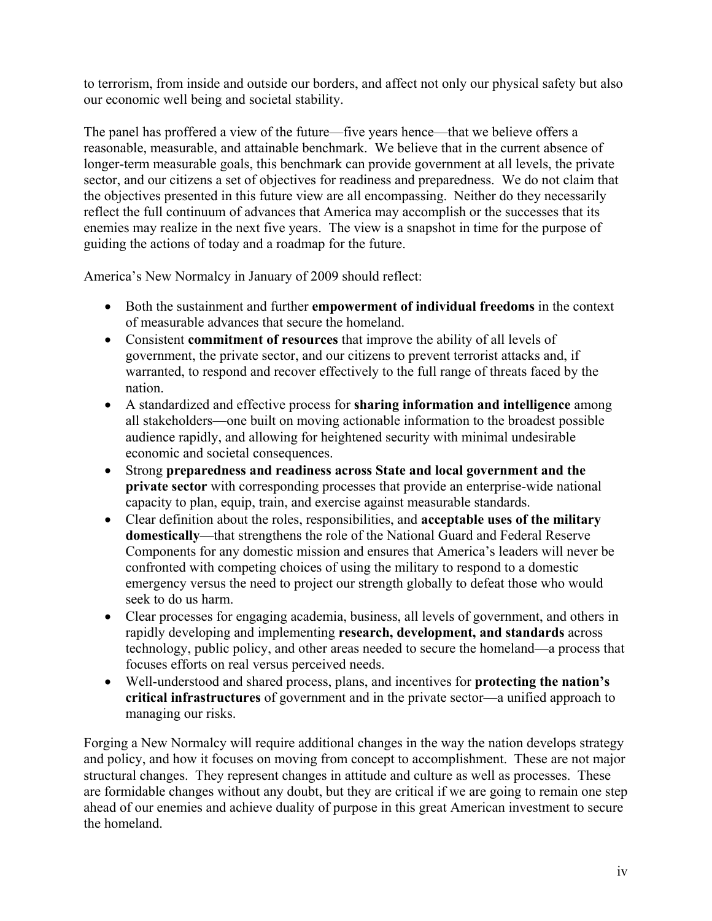to terrorism, from inside and outside our borders, and affect not only our physical safety but also our economic well being and societal stability.

The panel has proffered a view of the future—five years hence—that we believe offers a reasonable, measurable, and attainable benchmark. We believe that in the current absence of longer-term measurable goals, this benchmark can provide government at all levels, the private sector, and our citizens a set of objectives for readiness and preparedness. We do not claim that the objectives presented in this future view are all encompassing. Neither do they necessarily reflect the full continuum of advances that America may accomplish or the successes that its enemies may realize in the next five years. The view is a snapshot in time for the purpose of guiding the actions of today and a roadmap for the future.

America's New Normalcy in January of 2009 should reflect:

- Both the sustainment and further **empowerment of individual freedoms** in the context of measurable advances that secure the homeland.
- Consistent **commitment of resources** that improve the ability of all levels of government, the private sector, and our citizens to prevent terrorist attacks and, if warranted, to respond and recover effectively to the full range of threats faced by the nation.
- A standardized and effective process for **sharing information and intelligence** among all stakeholders—one built on moving actionable information to the broadest possible audience rapidly, and allowing for heightened security with minimal undesirable economic and societal consequences.
- Strong **preparedness and readiness across State and local government and the private sector** with corresponding processes that provide an enterprise-wide national capacity to plan, equip, train, and exercise against measurable standards.
- Clear definition about the roles, responsibilities, and **acceptable uses of the military domestically**—that strengthens the role of the National Guard and Federal Reserve Components for any domestic mission and ensures that America's leaders will never be confronted with competing choices of using the military to respond to a domestic emergency versus the need to project our strength globally to defeat those who would seek to do us harm.
- Clear processes for engaging academia, business, all levels of government, and others in rapidly developing and implementing **research, development, and standards** across technology, public policy, and other areas needed to secure the homeland—a process that focuses efforts on real versus perceived needs.
- Well-understood and shared process, plans, and incentives for **protecting the nation's critical infrastructures** of government and in the private sector—a unified approach to managing our risks.

Forging a New Normalcy will require additional changes in the way the nation develops strategy and policy, and how it focuses on moving from concept to accomplishment. These are not major structural changes. They represent changes in attitude and culture as well as processes. These are formidable changes without any doubt, but they are critical if we are going to remain one step ahead of our enemies and achieve duality of purpose in this great American investment to secure the homeland.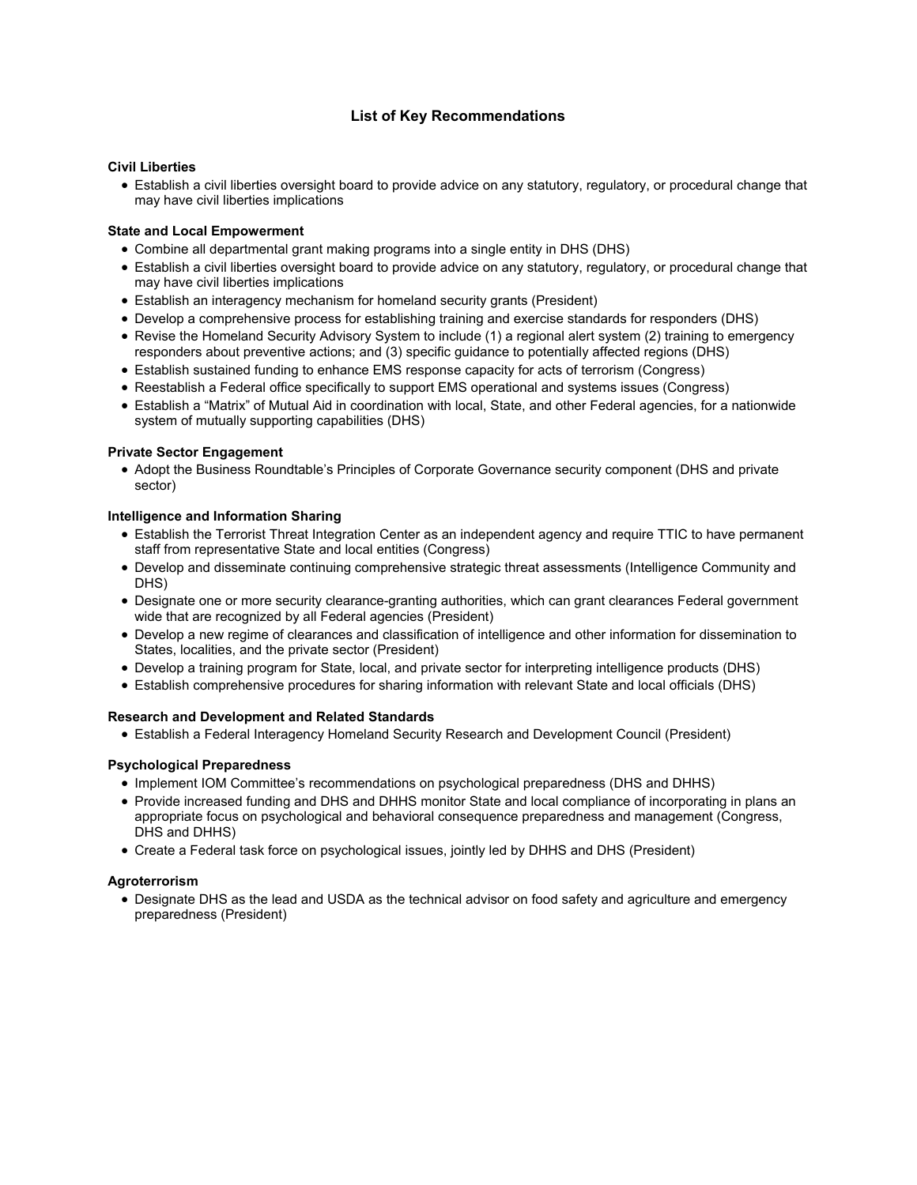## List of Key Recommendations

**Civil Liberties**

- Establish a civil liberties oversight board to provide advice on any statutory, regulatory, or procedural change that may have civil liberties implications

**State and Local Empowerment**

- Combine all departmental grant making programs into a single entity in DHS (DHS)
- Establish a civil liberties oversight board to provide advice on any statutory, regulatory, or procedural change that may have civil liberties implications
- Establish an interagency mechanism for homeland security grants (President)
- Develop a comprehensive process for establishing training and exercise standards for responders (DHS)
- Revise the Homeland Security Advisory System to include (1) a regional alert system (2) training to emergency responders about preventive actions; and (3) specific guidance to potentially affected regions (DHS)
- Establish sustained funding to enhance EMS response capacity for acts of terrorism (Congress)
- Reestablish a Federal office specifically to support EMS operational and systems issues (Congress)
- Establish a "Matrix" of Mutual Aid in coordination with local, State, and other Federal agencies, for a nationwide system of mutually supporting capabilities (DHS)

**Private Sector Engagement**

- Adopt the Business Roundtable's Principles of Corporate Governance security component (DHS and private sector)

**Intelligence and Information Sharing**

- Establish the Terrorist Threat Integration Center as an independent agency and require TTIC to have permanent staff from representative State and local entities (Congress)
- Develop and disseminate continuing comprehensive strategic threat assessments (Intelligence Community and DHS)
- Designate one or more security clearance-granting authorities, which can grant clearances Federal government wide that are recognized by all Federal agencies (President)
- Develop a new regime of clearances and classification of intelligence and other information for dissemination to States, localities, and the private sector (President)
- Develop a training program for State, local, and private sector for interpreting intelligence products (DHS)
- Establish comprehensive procedures for sharing information with relevant State and local officials (DHS)

**Research and Development and Related Standards**

- Establish a Federal Interagency Homeland Security Research and Development Council (President)

**Psychological Preparedness**

- Implement IOM Committee's recommendations on psychological preparedness (DHS and DHHS)
- Provide increased funding and DHS and DHHS monitor State and local compliance of incorporating in plans an appropriate focus on psychological and behavioral consequence preparedness and management (Congress, DHS and DHHS)
- Create a Federal task force on psychological issues, jointly led by DHHS and DHS (President)

**Agroterrorism**

- Designate DHS as the lead and USDA as the technical advisor on food safety and agriculture and emergency preparedness (President)